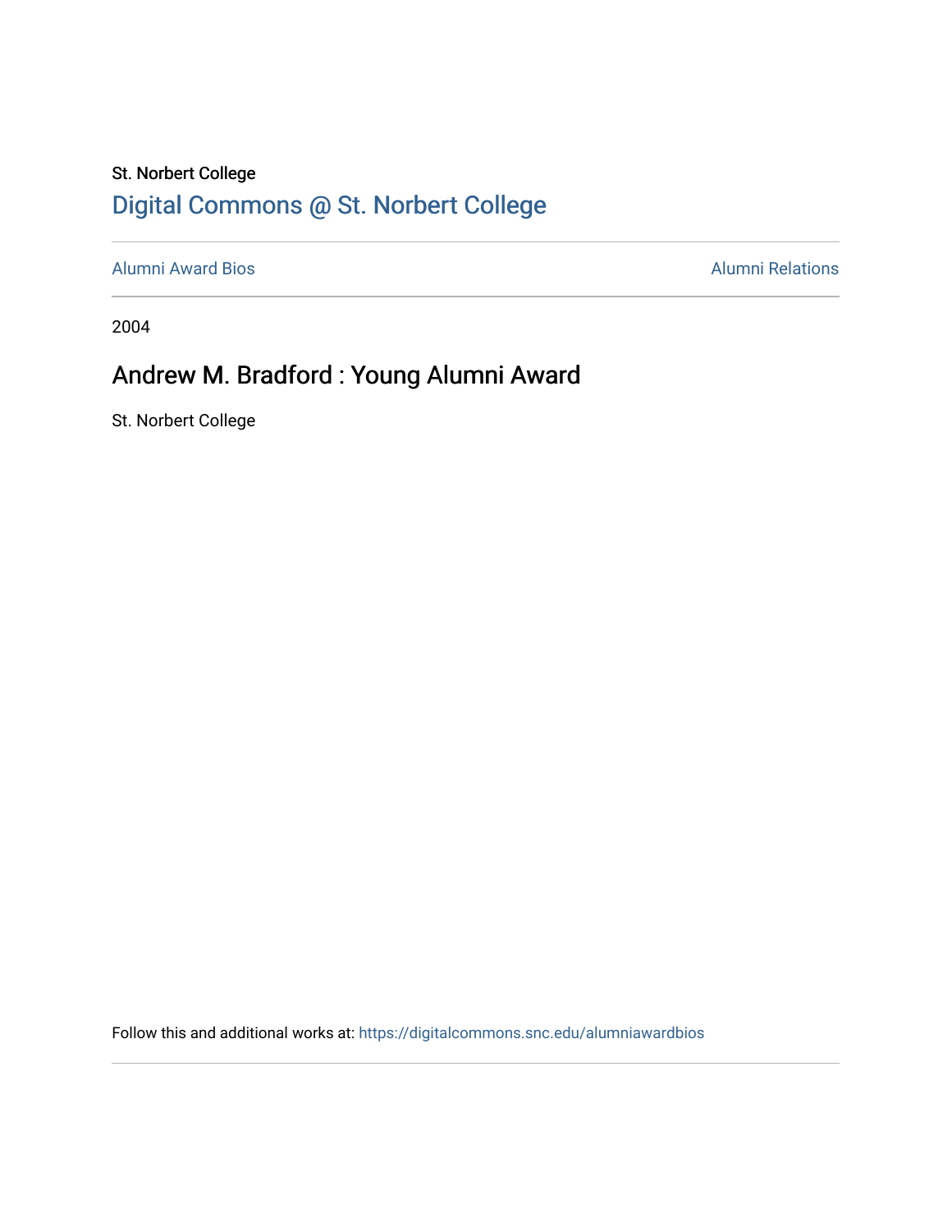St. Norbert College

[Digital Commons @ St. Norbert College](https://digitalcommons.snc.edu)

---

Alumni Award Bios | Alumni Relations

---

2004

# Andrew M. Bradford : Young Alumni Award

St. Norbert College

Follow this and additional works at: https://digitalcommons.snc.edu/alumniawardbios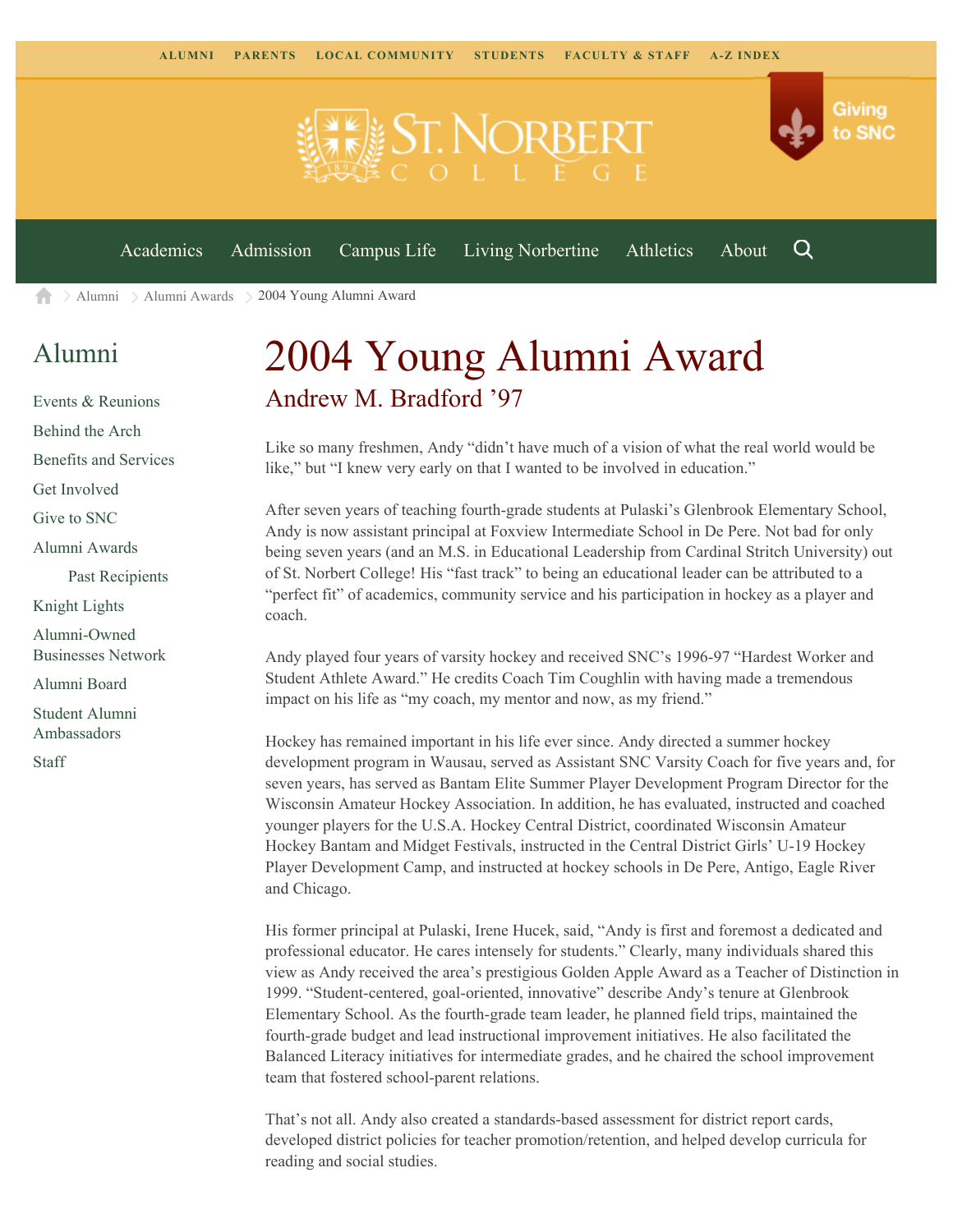ALUMNI PARENTS LOCAL COMMUNITY STUDENTS FACULTY & STAFF A-Z INDEX

Giving to SNC

Academics Admission Campus Life Living Norbertine Athletics About

Alumni > Alumni Awards > 2004 Young Alumni Award

## Alumni

- Events & Reunions
- Behind the Arch
- Benefits and Services
- Get Involved
- Give to SNC
- Alumni Awards
  - Past Recipients
- Knight Lights
- Alumni-Owned Businesses Network
- Alumni Board
- Student Alumni Ambassadors
- Staff

# 2004 Young Alumni Award

## Andrew M. Bradford ’97

Like so many freshmen, Andy “didn’t have much of a vision of what the real world would be like,” but “I knew very early on that I wanted to be involved in education.”

After seven years of teaching fourth-grade students at Pulaski’s Glenbrook Elementary School, Andy is now assistant principal at Foxview Intermediate School in De Pere. Not bad for only being seven years (and an M.S. in Educational Leadership from Cardinal Stritch University) out of St. Norbert College! His “fast track” to being an educational leader can be attributed to a “perfect fit” of academics, community service and his participation in hockey as a player and coach.

Andy played four years of varsity hockey and received SNC’s 1996-97 “Hardest Worker and Student Athlete Award.” He credits Coach Tim Coughlin with having made a tremendous impact on his life as “my coach, my mentor and now, as my friend.”

Hockey has remained important in his life ever since. Andy directed a summer hockey development program in Wausau, served as Assistant SNC Varsity Coach for five years and, for seven years, has served as Bantam Elite Summer Player Development Program Director for the Wisconsin Amateur Hockey Association. In addition, he has evaluated, instructed and coached younger players for the U.S.A. Hockey Central District, coordinated Wisconsin Amateur Hockey Bantam and Midget Festivals, instructed in the Central District Girls’ U-19 Hockey Player Development Camp, and instructed at hockey schools in De Pere, Antigo, Eagle River and Chicago.

His former principal at Pulaski, Irene Hucek, said, “Andy is first and foremost a dedicated and professional educator. He cares intensely for students.” Clearly, many individuals shared this view as Andy received the area’s prestigious Golden Apple Award as a Teacher of Distinction in 1999. “Student-centered, goal-oriented, innovative” describe Andy’s tenure at Glenbrook Elementary School. As the fourth-grade team leader, he planned field trips, maintained the fourth-grade budget and lead instructional improvement initiatives. He also facilitated the Balanced Literacy initiatives for intermediate grades, and he chaired the school improvement team that fostered school-parent relations.

That’s not all. Andy also created a standards-based assessment for district report cards, developed district policies for teacher promotion/retention, and helped develop curricula for reading and social studies.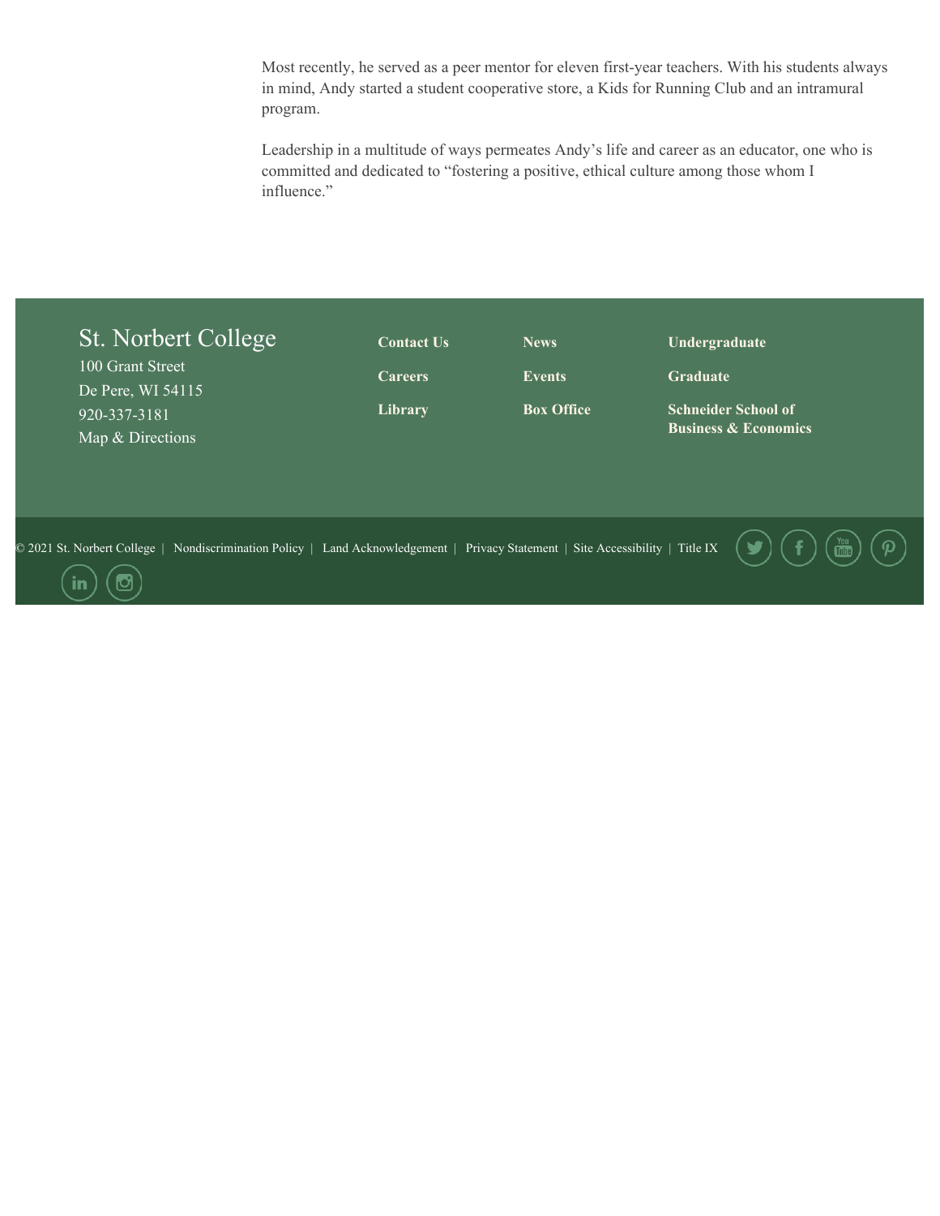Most recently, he served as a peer mentor for eleven first-year teachers. With his students always in mind, Andy started a student cooperative store, a Kids for Running Club and an intramural program.

Leadership in a multitude of ways permeates Andy's life and career as an educator, one who is committed and dedicated to "fostering a positive, ethical culture among those whom I influence."

St. Norbert College
100 Grant Street
De Pere, WI 54115
920-337-3181
Map & Directions

**Contact Us**
**Careers**
**Library**

**News**
**Events**
**Box Office**

**Undergraduate**
**Graduate**
**Schneider School of Business & Economics**

© 2021 St. Norbert College | Nondiscrimination Policy | Land Acknowledgement | Privacy Statement | Site Accessibility | Title IX